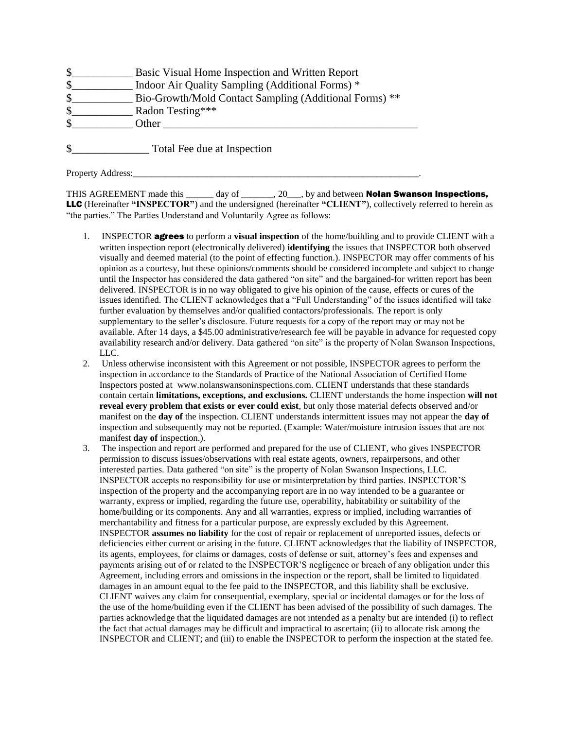$___________ Basic Visual Home Inspection and Written Report
$___________ Indoor Air Quality Sampling (Additional Forms) *
$___________ Bio-Growth/Mold Contact Sampling (Additional Forms) **
$___________ Radon Testing***
$___________ Other _______________________________________________

$______________ Total Fee due at Inspection

Property Address:_______________________________________________________________.

THIS AGREEMENT made this ______ day of _______, 20___, by and between **Nolan Swanson Inspections, LLC** (Hereinafter **"INSPECTOR"**) and the undersigned (hereinafter **"CLIENT"**), collectively referred to herein as "the parties." The Parties Understand and Voluntarily Agree as follows:

1. INSPECTOR **agrees** to perform a **visual inspection** of the home/building and to provide CLIENT with a written inspection report (electronically delivered) **identifying** the issues that INSPECTOR both observed visually and deemed material (to the point of effecting function.). INSPECTOR may offer comments of his opinion as a courtesy, but these opinions/comments should be considered incomplete and subject to change until the Inspector has considered the data gathered "on site" and the bargained-for written report has been delivered. INSPECTOR is in no way obligated to give his opinion of the cause, effects or cures of the issues identified. The CLIENT acknowledges that a "Full Understanding" of the issues identified will take further evaluation by themselves and/or qualified contactors/professionals. The report is only supplementary to the seller's disclosure. Future requests for a copy of the report may or may not be available. After 14 days, a $45.00 administrative/research fee will be payable in advance for requested copy availability research and/or delivery. Data gathered "on site" is the property of Nolan Swanson Inspections, LLC.
2. Unless otherwise inconsistent with this Agreement or not possible, INSPECTOR agrees to perform the inspection in accordance to the Standards of Practice of the National Association of Certified Home Inspectors posted at www.nolanswansoninspections.com. CLIENT understands that these standards contain certain **limitations, exceptions, and exclusions.** CLIENT understands the home inspection **will not reveal every problem that exists or ever could exist**, but only those material defects observed and/or manifest on the **day of** the inspection. CLIENT understands intermittent issues may not appear the **day of** inspection and subsequently may not be reported. (Example: Water/moisture intrusion issues that are not manifest **day of** inspection.).
3. The inspection and report are performed and prepared for the use of CLIENT, who gives INSPECTOR permission to discuss issues/observations with real estate agents, owners, repairpersons, and other interested parties. Data gathered "on site" is the property of Nolan Swanson Inspections, LLC. INSPECTOR accepts no responsibility for use or misinterpretation by third parties. INSPECTOR'S inspection of the property and the accompanying report are in no way intended to be a guarantee or warranty, express or implied, regarding the future use, operability, habitability or suitability of the home/building or its components. Any and all warranties, express or implied, including warranties of merchantability and fitness for a particular purpose, are expressly excluded by this Agreement. INSPECTOR **assumes no liability** for the cost of repair or replacement of unreported issues, defects or deficiencies either current or arising in the future. CLIENT acknowledges that the liability of INSPECTOR, its agents, employees, for claims or damages, costs of defense or suit, attorney's fees and expenses and payments arising out of or related to the INSPECTOR'S negligence or breach of any obligation under this Agreement, including errors and omissions in the inspection or the report, shall be limited to liquidated damages in an amount equal to the fee paid to the INSPECTOR, and this liability shall be exclusive. CLIENT waives any claim for consequential, exemplary, special or incidental damages or for the loss of the use of the home/building even if the CLIENT has been advised of the possibility of such damages. The parties acknowledge that the liquidated damages are not intended as a penalty but are intended (i) to reflect the fact that actual damages may be difficult and impractical to ascertain; (ii) to allocate risk among the INSPECTOR and CLIENT; and (iii) to enable the INSPECTOR to perform the inspection at the stated fee.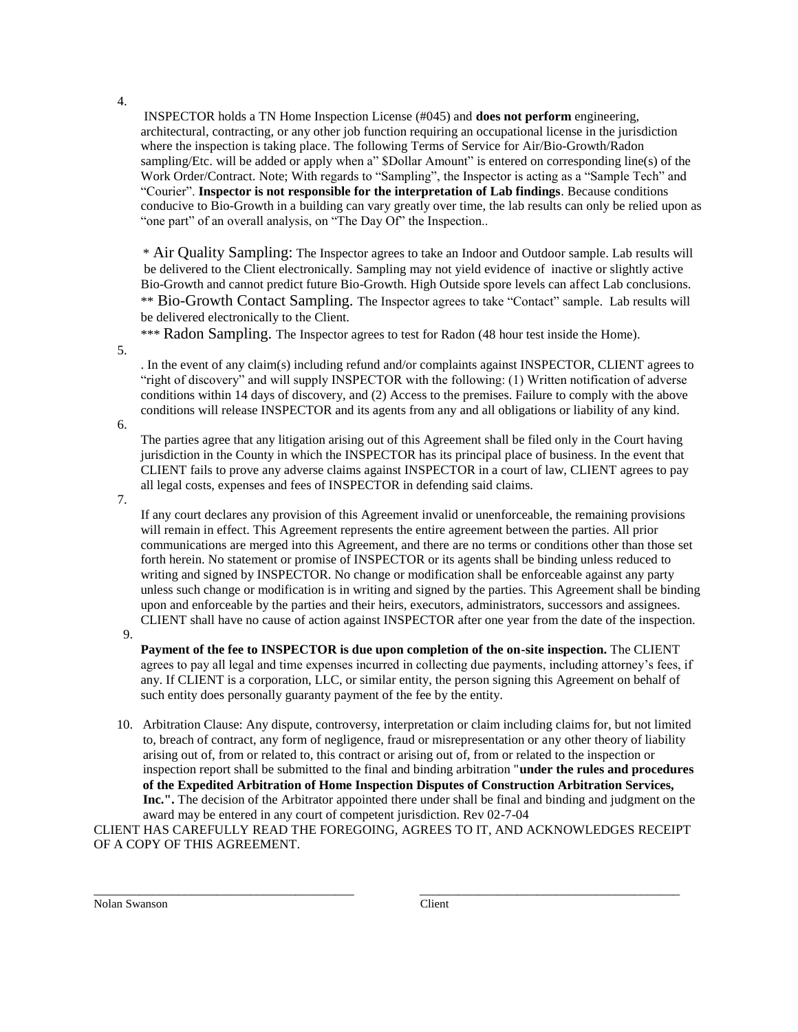4.

INSPECTOR holds a TN Home Inspection License (#045) and **does not perform** engineering, architectural, contracting, or any other job function requiring an occupational license in the jurisdiction where the inspection is taking place. The following Terms of Service for Air/Bio-Growth/Radon sampling/Etc. will be added or apply when a" $Dollar Amount" is entered on corresponding line(s) of the Work Order/Contract. Note; With regards to "Sampling", the Inspector is acting as a "Sample Tech" and "Courier". **Inspector is not responsible for the interpretation of Lab findings**. Because conditions conducive to Bio-Growth in a building can vary greatly over time, the lab results can only be relied upon as "one part" of an overall analysis, on "The Day Of" the Inspection..

* Air Quality Sampling: The Inspector agrees to take an Indoor and Outdoor sample. Lab results will be delivered to the Client electronically. Sampling may not yield evidence of inactive or slightly active Bio-Growth and cannot predict future Bio-Growth. High Outside spore levels can affect Lab conclusions.
** Bio-Growth Contact Sampling. The Inspector agrees to take "Contact" sample. Lab results will be delivered electronically to the Client.
*** Radon Sampling. The Inspector agrees to test for Radon (48 hour test inside the Home).

5.

. In the event of any claim(s) including refund and/or complaints against INSPECTOR, CLIENT agrees to "right of discovery" and will supply INSPECTOR with the following: (1) Written notification of adverse conditions within 14 days of discovery, and (2) Access to the premises. Failure to comply with the above conditions will release INSPECTOR and its agents from any and all obligations or liability of any kind.

6.

The parties agree that any litigation arising out of this Agreement shall be filed only in the Court having jurisdiction in the County in which the INSPECTOR has its principal place of business. In the event that CLIENT fails to prove any adverse claims against INSPECTOR in a court of law, CLIENT agrees to pay all legal costs, expenses and fees of INSPECTOR in defending said claims.

7.

If any court declares any provision of this Agreement invalid or unenforceable, the remaining provisions will remain in effect. This Agreement represents the entire agreement between the parties. All prior communications are merged into this Agreement, and there are no terms or conditions other than those set forth herein. No statement or promise of INSPECTOR or its agents shall be binding unless reduced to writing and signed by INSPECTOR. No change or modification shall be enforceable against any party unless such change or modification is in writing and signed by the parties. This Agreement shall be binding upon and enforceable by the parties and their heirs, executors, administrators, successors and assignees. CLIENT shall have no cause of action against INSPECTOR after one year from the date of the inspection.

9.

**Payment of the fee to INSPECTOR is due upon completion of the on-site inspection.** The CLIENT agrees to pay all legal and time expenses incurred in collecting due payments, including attorney's fees, if any. If CLIENT is a corporation, LLC, or similar entity, the person signing this Agreement on behalf of such entity does personally guaranty payment of the fee by the entity.

10. Arbitration Clause: Any dispute, controversy, interpretation or claim including claims for, but not limited to, breach of contract, any form of negligence, fraud or misrepresentation or any other theory of liability arising out of, from or related to, this contract or arising out of, from or related to the inspection or inspection report shall be submitted to the final and binding arbitration "**under the rules and procedures of the Expedited Arbitration of Home Inspection Disputes of Construction Arbitration Services, Inc.".** The decision of the Arbitrator appointed there under shall be final and binding and judgment on the award may be entered in any court of competent jurisdiction. Rev 02-7-04

CLIENT HAS CAREFULLY READ THE FOREGOING, AGREES TO IT, AND ACKNOWLEDGES RECEIPT OF A COPY OF THIS AGREEMENT.

| | |
|---|---|
| ______________________________ | ______________________________ |
| Nolan Swanson | Client |